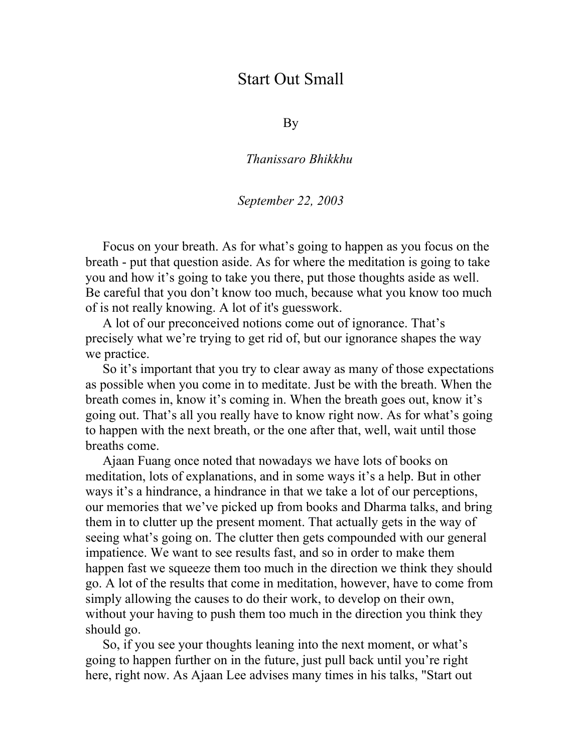# Start Out Small

By

*Thanissaro Bhikkhu*

*September 22, 2003*

Focus on your breath. As for what's going to happen as you focus on the breath - put that question aside. As for where the meditation is going to take you and how it's going to take you there, put those thoughts aside as well. Be careful that you don't know too much, because what you know too much of is not really knowing. A lot of it's guesswork.

A lot of our preconceived notions come out of ignorance. That's precisely what we're trying to get rid of, but our ignorance shapes the way we practice.

So it's important that you try to clear away as many of those expectations as possible when you come in to meditate. Just be with the breath. When the breath comes in, know it's coming in. When the breath goes out, know it's going out. That's all you really have to know right now. As for what's going to happen with the next breath, or the one after that, well, wait until those breaths come.

Ajaan Fuang once noted that nowadays we have lots of books on meditation, lots of explanations, and in some ways it's a help. But in other ways it's a hindrance, a hindrance in that we take a lot of our perceptions, our memories that we've picked up from books and Dharma talks, and bring them in to clutter up the present moment. That actually gets in the way of seeing what's going on. The clutter then gets compounded with our general impatience. We want to see results fast, and so in order to make them happen fast we squeeze them too much in the direction we think they should go. A lot of the results that come in meditation, however, have to come from simply allowing the causes to do their work, to develop on their own, without your having to push them too much in the direction you think they should go.

So, if you see your thoughts leaning into the next moment, or what's going to happen further on in the future, just pull back until you're right here, right now. As Ajaan Lee advises many times in his talks, "Start out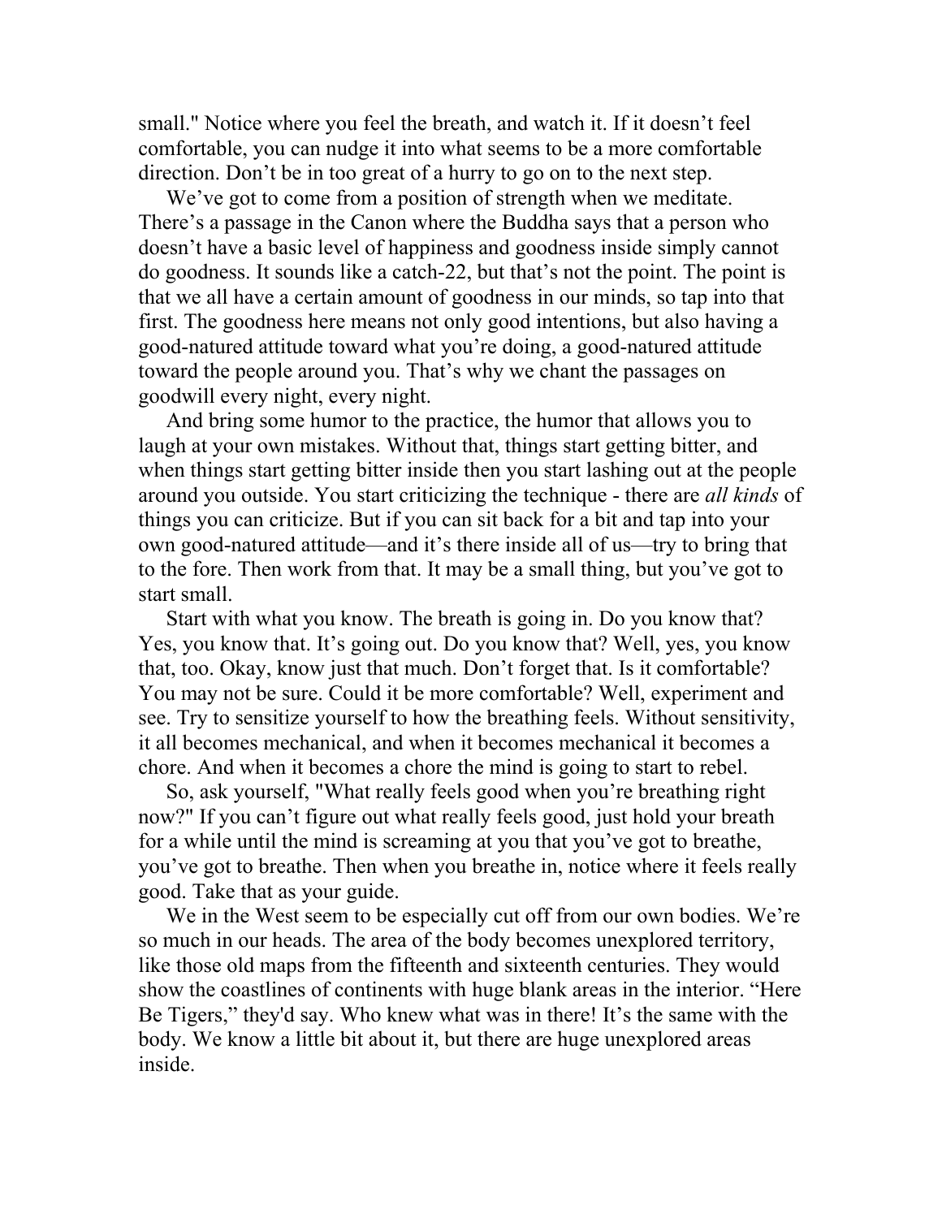small." Notice where you feel the breath, and watch it. If it doesn't feel comfortable, you can nudge it into what seems to be a more comfortable direction. Don't be in too great of a hurry to go on to the next step.

We've got to come from a position of strength when we meditate. There's a passage in the Canon where the Buddha says that a person who doesn't have a basic level of happiness and goodness inside simply cannot do goodness. It sounds like a catch-22, but that's not the point. The point is that we all have a certain amount of goodness in our minds, so tap into that first. The goodness here means not only good intentions, but also having a good-natured attitude toward what you're doing, a good-natured attitude toward the people around you. That's why we chant the passages on goodwill every night, every night.

And bring some humor to the practice, the humor that allows you to laugh at your own mistakes. Without that, things start getting bitter, and when things start getting bitter inside then you start lashing out at the people around you outside. You start criticizing the technique - there are *all kinds* of things you can criticize. But if you can sit back for a bit and tap into your own good-natured attitude—and it's there inside all of us—try to bring that to the fore. Then work from that. It may be a small thing, but you've got to start small.

Start with what you know. The breath is going in. Do you know that? Yes, you know that. It's going out. Do you know that? Well, yes, you know that, too. Okay, know just that much. Don't forget that. Is it comfortable? You may not be sure. Could it be more comfortable? Well, experiment and see. Try to sensitize yourself to how the breathing feels. Without sensitivity, it all becomes mechanical, and when it becomes mechanical it becomes a chore. And when it becomes a chore the mind is going to start to rebel.

So, ask yourself, "What really feels good when you're breathing right now?" If you can't figure out what really feels good, just hold your breath for a while until the mind is screaming at you that you've got to breathe, you've got to breathe. Then when you breathe in, notice where it feels really good. Take that as your guide.

We in the West seem to be especially cut off from our own bodies. We're so much in our heads. The area of the body becomes unexplored territory, like those old maps from the fifteenth and sixteenth centuries. They would show the coastlines of continents with huge blank areas in the interior. "Here Be Tigers," they'd say. Who knew what was in there! It's the same with the body. We know a little bit about it, but there are huge unexplored areas inside.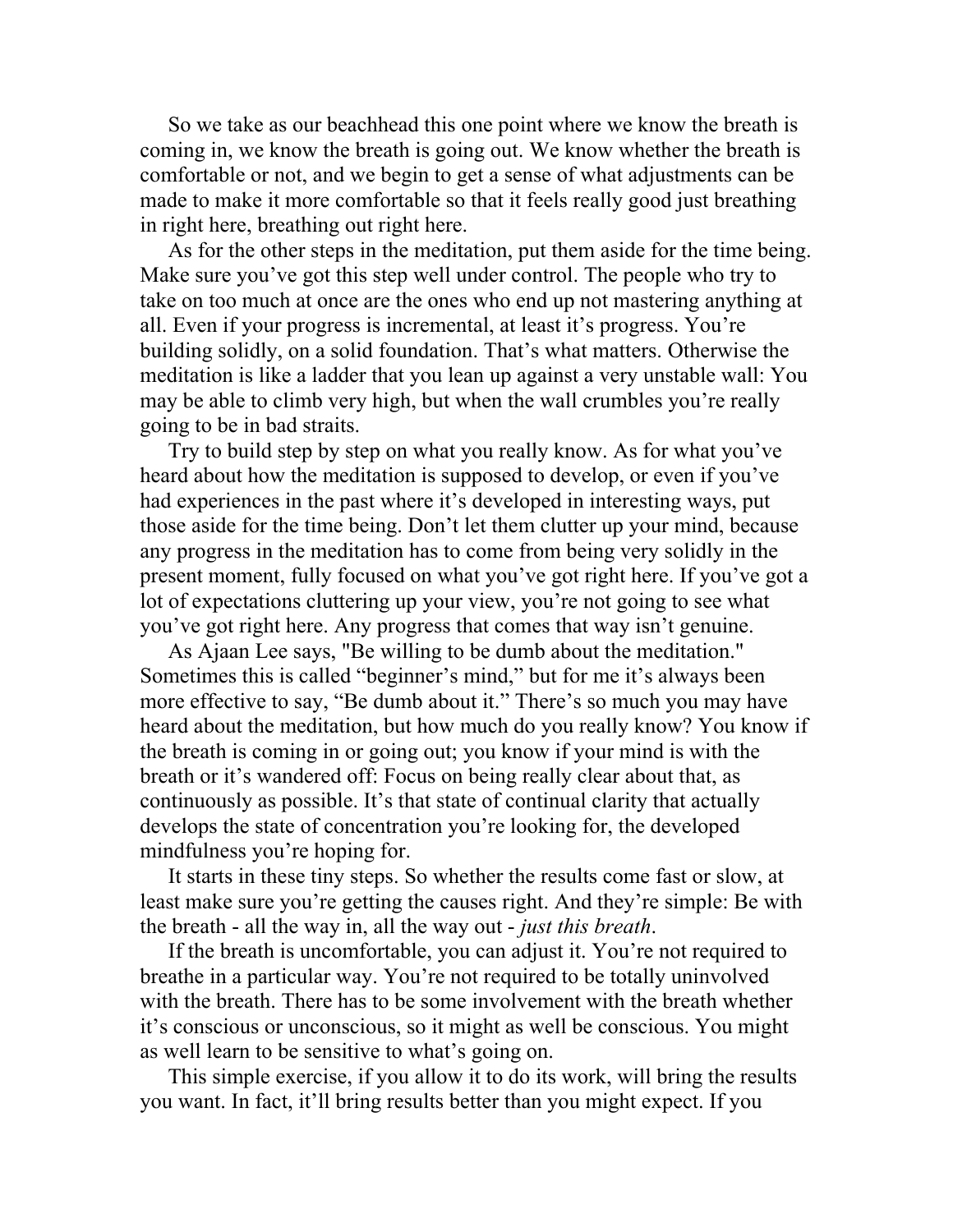So we take as our beachhead this one point where we know the breath is coming in, we know the breath is going out. We know whether the breath is comfortable or not, and we begin to get a sense of what adjustments can be made to make it more comfortable so that it feels really good just breathing in right here, breathing out right here.

As for the other steps in the meditation, put them aside for the time being. Make sure you've got this step well under control. The people who try to take on too much at once are the ones who end up not mastering anything at all. Even if your progress is incremental, at least it's progress. You're building solidly, on a solid foundation. That's what matters. Otherwise the meditation is like a ladder that you lean up against a very unstable wall: You may be able to climb very high, but when the wall crumbles you're really going to be in bad straits.

Try to build step by step on what you really know. As for what you've heard about how the meditation is supposed to develop, or even if you've had experiences in the past where it's developed in interesting ways, put those aside for the time being. Don't let them clutter up your mind, because any progress in the meditation has to come from being very solidly in the present moment, fully focused on what you've got right here. If you've got a lot of expectations cluttering up your view, you're not going to see what you've got right here. Any progress that comes that way isn't genuine.

As Ajaan Lee says, "Be willing to be dumb about the meditation." Sometimes this is called "beginner's mind," but for me it's always been more effective to say, "Be dumb about it." There's so much you may have heard about the meditation, but how much do you really know? You know if the breath is coming in or going out; you know if your mind is with the breath or it's wandered off: Focus on being really clear about that, as continuously as possible. It's that state of continual clarity that actually develops the state of concentration you're looking for, the developed mindfulness you're hoping for.

It starts in these tiny steps. So whether the results come fast or slow, at least make sure you're getting the causes right. And they're simple: Be with the breath - all the way in, all the way out - *just this breath*.

If the breath is uncomfortable, you can adjust it. You're not required to breathe in a particular way. You're not required to be totally uninvolved with the breath. There has to be some involvement with the breath whether it's conscious or unconscious, so it might as well be conscious. You might as well learn to be sensitive to what's going on.

This simple exercise, if you allow it to do its work, will bring the results you want. In fact, it'll bring results better than you might expect. If you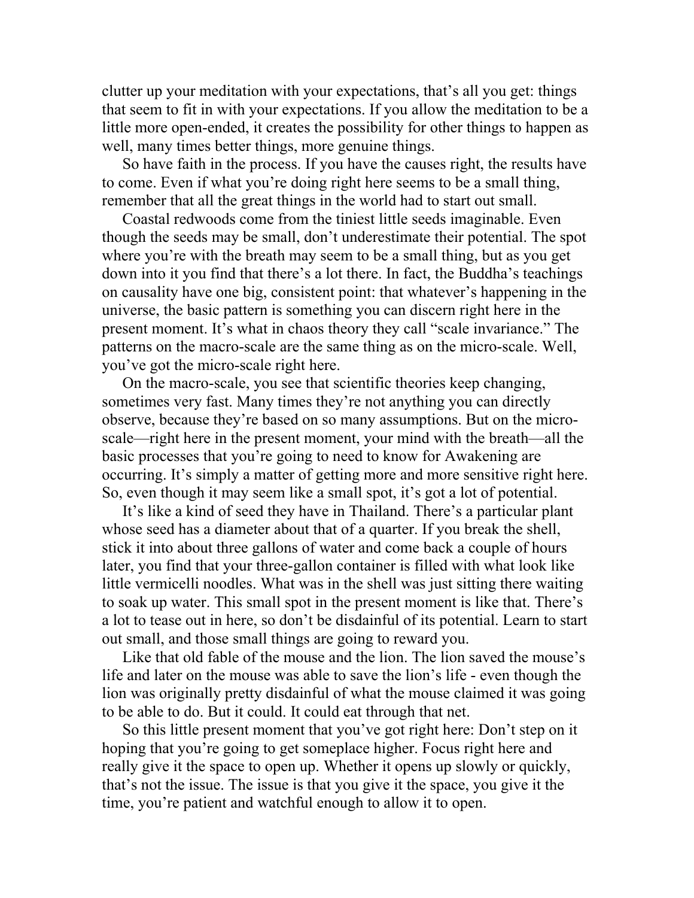clutter up your meditation with your expectations, that's all you get: things that seem to fit in with your expectations. If you allow the meditation to be a little more open-ended, it creates the possibility for other things to happen as well, many times better things, more genuine things.

So have faith in the process. If you have the causes right, the results have to come. Even if what you're doing right here seems to be a small thing, remember that all the great things in the world had to start out small.

Coastal redwoods come from the tiniest little seeds imaginable. Even though the seeds may be small, don't underestimate their potential. The spot where you're with the breath may seem to be a small thing, but as you get down into it you find that there's a lot there. In fact, the Buddha's teachings on causality have one big, consistent point: that whatever's happening in the universe, the basic pattern is something you can discern right here in the present moment. It's what in chaos theory they call "scale invariance." The patterns on the macro-scale are the same thing as on the micro-scale. Well, you've got the micro-scale right here.

On the macro-scale, you see that scientific theories keep changing, sometimes very fast. Many times they're not anything you can directly observe, because they're based on so many assumptions. But on the micro-scale—right here in the present moment, your mind with the breath—all the basic processes that you're going to need to know for Awakening are occurring. It's simply a matter of getting more and more sensitive right here. So, even though it may seem like a small spot, it's got a lot of potential.

It's like a kind of seed they have in Thailand. There's a particular plant whose seed has a diameter about that of a quarter. If you break the shell, stick it into about three gallons of water and come back a couple of hours later, you find that your three-gallon container is filled with what look like little vermicelli noodles. What was in the shell was just sitting there waiting to soak up water. This small spot in the present moment is like that. There's a lot to tease out in here, so don't be disdainful of its potential. Learn to start out small, and those small things are going to reward you.

Like that old fable of the mouse and the lion. The lion saved the mouse's life and later on the mouse was able to save the lion's life - even though the lion was originally pretty disdainful of what the mouse claimed it was going to be able to do. But it could. It could eat through that net.

So this little present moment that you've got right here: Don't step on it hoping that you're going to get someplace higher. Focus right here and really give it the space to open up. Whether it opens up slowly or quickly, that's not the issue. The issue is that you give it the space, you give it the time, you're patient and watchful enough to allow it to open.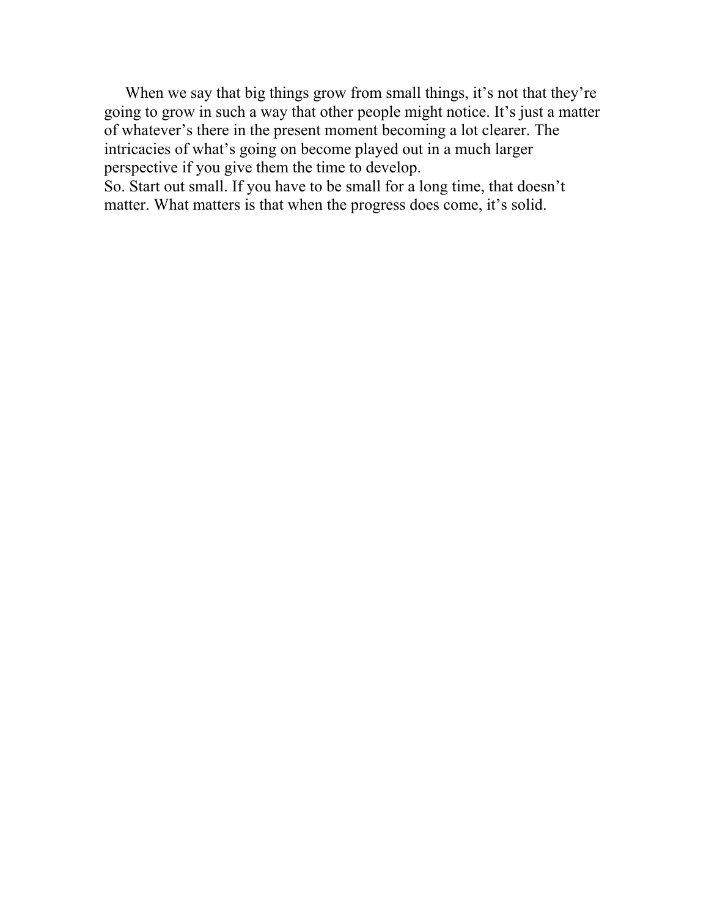When we say that big things grow from small things, it's not that they're going to grow in such a way that other people might notice. It's just a matter of whatever's there in the present moment becoming a lot clearer. The intricacies of what's going on become played out in a much larger perspective if you give them the time to develop.

So. Start out small. If you have to be small for a long time, that doesn't matter. What matters is that when the progress does come, it's solid.